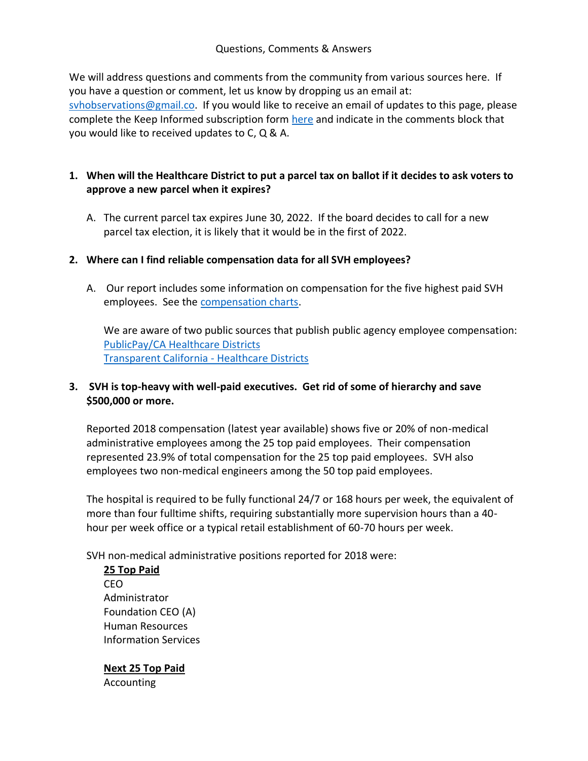Questions, Comments & Answers

We will address questions and comments from the community from various sources here. If you have a question or comment, let us know by dropping us an email at: svhobservations@gmail.co. If you would like to receive an email of updates to this page, please complete the Keep Informed subscription form here and indicate in the comments block that you would like to received updates to C, Q & A.

1. **When will the Healthcare District to put a parcel tax on ballot if it decides to ask voters to approve a new parcel when it expires?**

   A. The current parcel tax expires June 30, 2022. If the board decides to call for a new parcel tax election, it is likely that it would be in the first of 2022.

2. **Where can I find reliable compensation data for all SVH employees?**

   A. Our report includes some information on compensation for the five highest paid SVH employees. See the compensation charts.

   We are aware of two public sources that publish public agency employee compensation:
   PublicPay/CA Healthcare Districts
   Transparent California - Healthcare Districts

3. **SVH is top-heavy with well-paid executives. Get rid of some of hierarchy and save $500,000 or more.**

   Reported 2018 compensation (latest year available) shows five or 20% of non-medical administrative employees among the 25 top paid employees. Their compensation represented 23.9% of total compensation for the 25 top paid employees. SVH also employees two non-medical engineers among the 50 top paid employees.

   The hospital is required to be fully functional 24/7 or 168 hours per week, the equivalent of more than four fulltime shifts, requiring substantially more supervision hours than a 40-hour per week office or a typical retail establishment of 60-70 hours per week.

   SVH non-medical administrative positions reported for 2018 were:

   **<u>25 Top Paid</u>**
   CEO
   Administrator
   Foundation CEO (A)
   Human Resources
   Information Services

   **<u>Next 25 Top Paid</u>**
   Accounting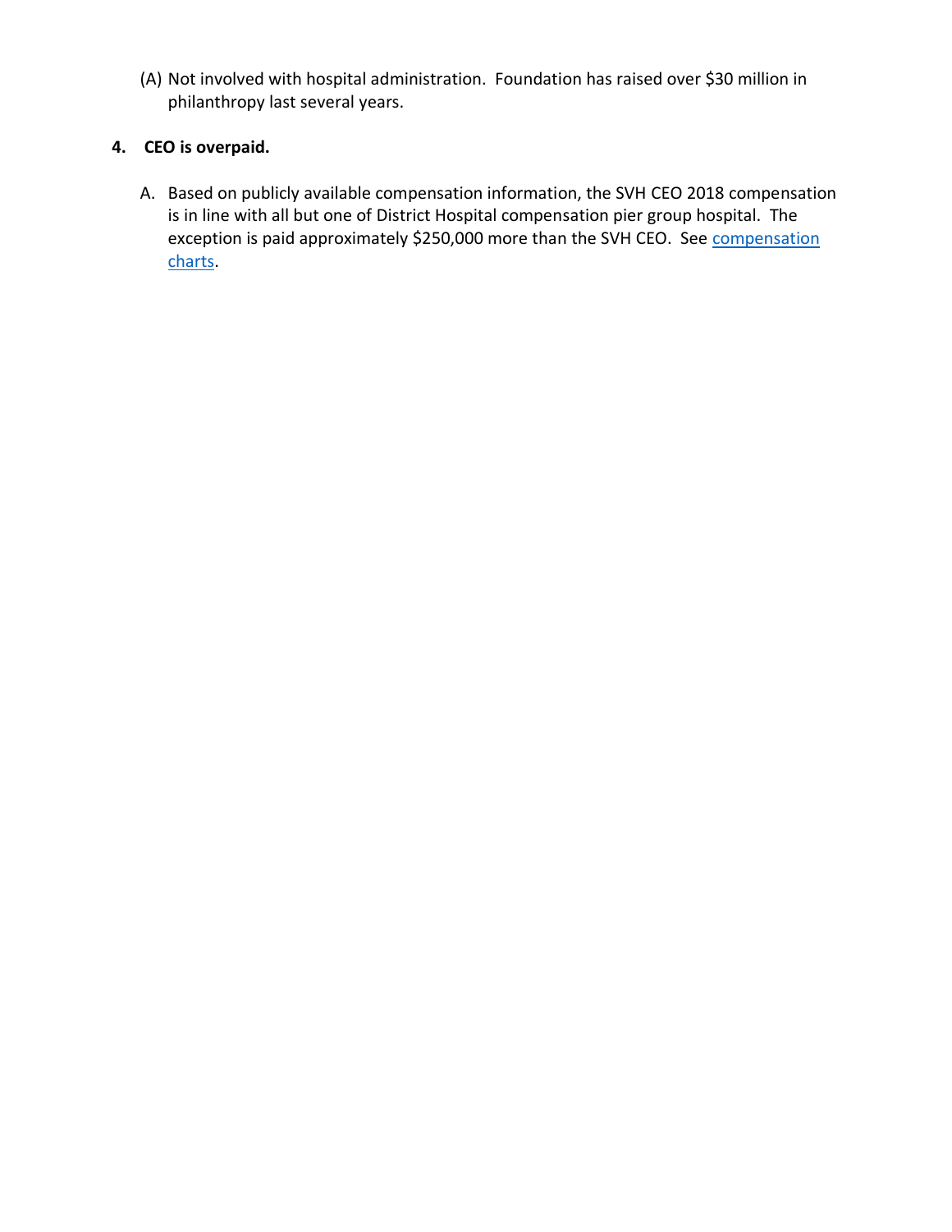(A) Not involved with hospital administration. Foundation has raised over $30 million in philanthropy last several years.

**4. CEO is overpaid.**

A. Based on publicly available compensation information, the SVH CEO 2018 compensation is in line with all but one of District Hospital compensation pier group hospital. The exception is paid approximately $250,000 more than the SVH CEO. See compensation charts.